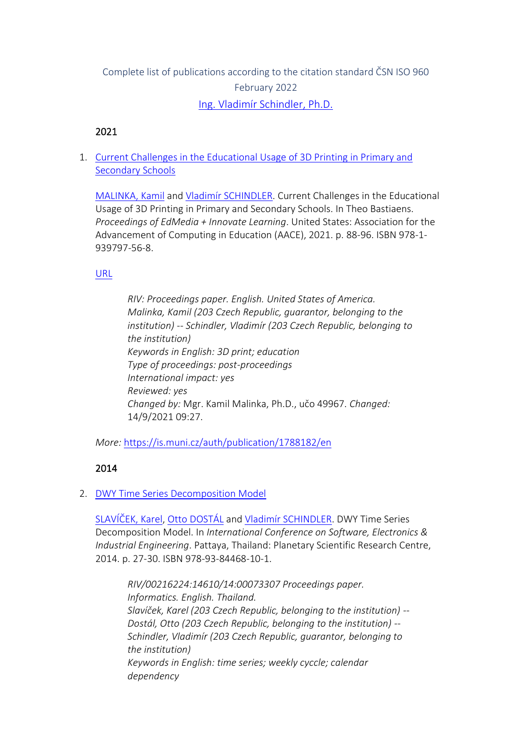Complete list of publications according to the citation standard ČSN ISO 960

February 2022

Ing. Vladimír Schindler, Ph.D.

## 2021

1. Current Challenges in the Educational Usage of 3D Printing in Primary and Secondary Schools

   MALINKA, Kamil and Vladimír SCHINDLER. Current Challenges in the Educational Usage of 3D Printing in Primary and Secondary Schools. In Theo Bastiaens. *Proceedings of EdMedia + Innovate Learning*. United States: Association for the Advancement of Computing in Education (AACE), 2021. p. 88-96. ISBN 978-1-939797-56-8.

   URL

   > *RIV: Proceedings paper. English. United States of America.*
   > *Malinka, Kamil (203 Czech Republic, guarantor, belonging to the institution) -- Schindler, Vladimír (203 Czech Republic, belonging to the institution)*
   > *Keywords in English: 3D print; education*
   > *Type of proceedings: post-proceedings*
   > *International impact: yes*
   > *Reviewed: yes*
   > *Changed by:* Mgr. Kamil Malinka, Ph.D., učo 49967. *Changed:* 14/9/2021 09:27.

   *More:* https://is.muni.cz/auth/publication/1788182/en

## 2014

2. DWY Time Series Decomposition Model

   SLAVÍČEK, Karel, Otto DOSTÁL and Vladimír SCHINDLER. DWY Time Series Decomposition Model. In *International Conference on Software, Electronics & Industrial Engineering*. Pattaya, Thailand: Planetary Scientific Research Centre, 2014. p. 27-30. ISBN 978-93-84468-10-1.

   > *RIV/00216224:14610/14:00073307 Proceedings paper. Informatics. English. Thailand.*
   > *Slavíček, Karel (203 Czech Republic, belonging to the institution) -- Dostál, Otto (203 Czech Republic, belonging to the institution) -- Schindler, Vladimír (203 Czech Republic, guarantor, belonging to the institution)*
   > *Keywords in English: time series; weekly cyccle; calendar dependency*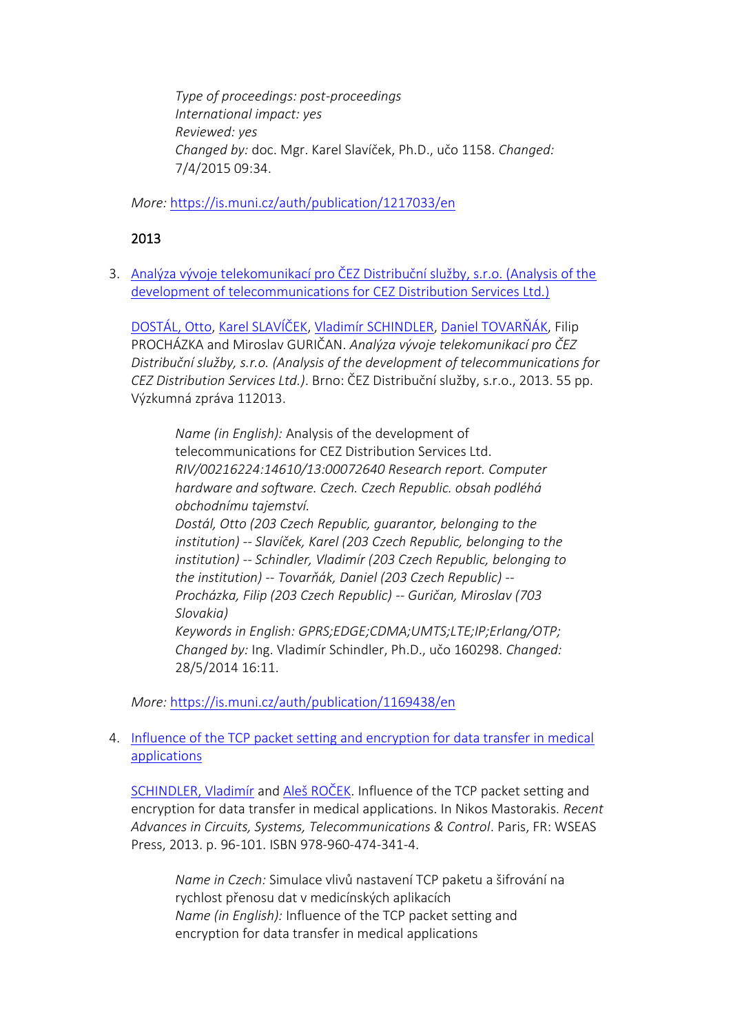*Type of proceedings: post-proceedings*
*International impact: yes*
*Reviewed: yes*
*Changed by:* doc. Mgr. Karel Slavíček, Ph.D., učo 1158. *Changed:* 7/4/2015 09:34.

*More:* https://is.muni.cz/auth/publication/1217033/en

## 2013

3. [Analýza vývoje telekomunikací pro ČEZ Distribuční služby, s.r.o. (Analysis of the development of telecommunications for CEZ Distribution Services Ltd.)]()

   [DOSTÁL, Otto](), [Karel SLAVÍČEK](), [Vladimír SCHINDLER](), [Daniel TOVARŇÁK](), Filip PROCHÁZKA and Miroslav GURIČAN. *Analýza vývoje telekomunikací pro ČEZ Distribuční služby, s.r.o. (Analysis of the development of telecommunications for CEZ Distribution Services Ltd.)*. Brno: ČEZ Distribuční služby, s.r.o., 2013. 55 pp. Výzkumná zpráva 112013.

   > *Name (in English):* Analysis of the development of telecommunications for CEZ Distribution Services Ltd.
   > *RIV/00216224:14610/13:00072640 Research report. Computer hardware and software. Czech. Czech Republic. obsah podléhá obchodnímu tajemství.*
   > *Dostál, Otto (203 Czech Republic, guarantor, belonging to the institution) -- Slavíček, Karel (203 Czech Republic, belonging to the institution) -- Schindler, Vladimír (203 Czech Republic, belonging to the institution) -- Tovarňák, Daniel (203 Czech Republic) -- Procházka, Filip (203 Czech Republic) -- Guričan, Miroslav (703 Slovakia)*
   > *Keywords in English: GPRS;EDGE;CDMA;UMTS;LTE;IP;Erlang/OTP;*
   > *Changed by:* Ing. Vladimír Schindler, Ph.D., učo 160298. *Changed:* 28/5/2014 16:11.

   *More:* https://is.muni.cz/auth/publication/1169438/en

4. [Influence of the TCP packet setting and encryption for data transfer in medical applications]()

   [SCHINDLER, Vladimír]() and [Aleš ROČEK](). Influence of the TCP packet setting and encryption for data transfer in medical applications. In Nikos Mastorakis. *Recent Advances in Circuits, Systems, Telecommunications & Control*. Paris, FR: WSEAS Press, 2013. p. 96-101. ISBN 978-960-474-341-4.

   > *Name in Czech:* Simulace vlivů nastavení TCP paketu a šifrování na rychlost přenosu dat v medicínských aplikacích
   > *Name (in English):* Influence of the TCP packet setting and encryption for data transfer in medical applications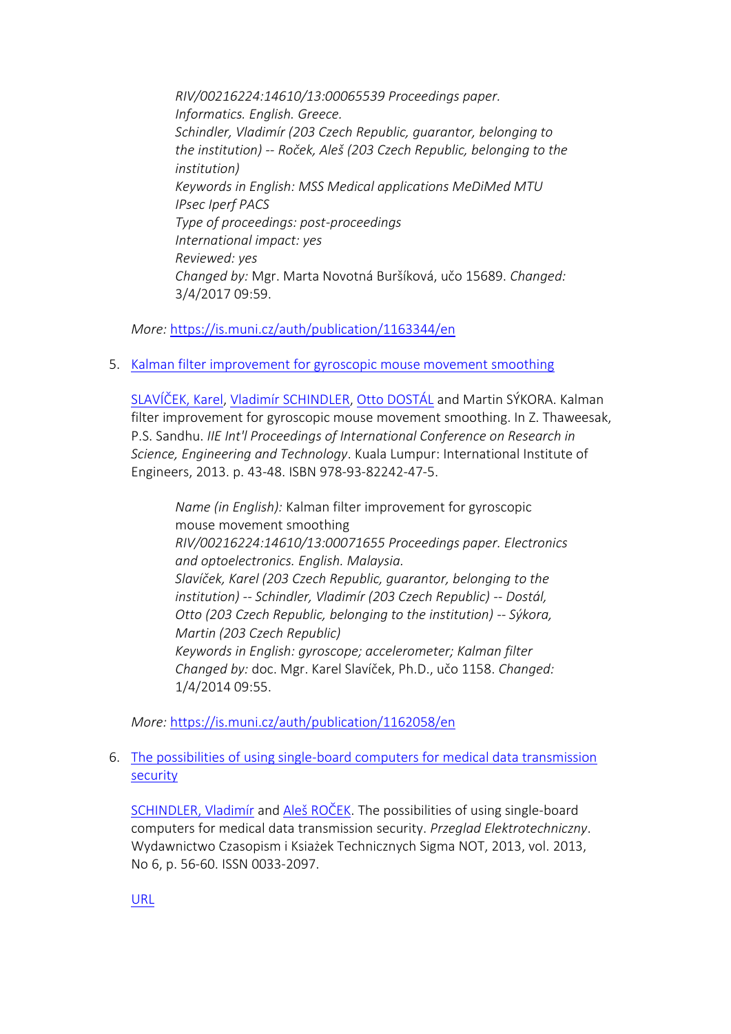> *RIV/00216224:14610/13:00065539 Proceedings paper. Informatics. English. Greece.*
> *Schindler, Vladimír (203 Czech Republic, guarantor, belonging to the institution) -- Roček, Aleš (203 Czech Republic, belonging to the institution)*
> *Keywords in English: MSS Medical applications MeDiMed MTU IPsec Iperf PACS*
> *Type of proceedings: post-proceedings*
> *International impact: yes*
> *Reviewed: yes*
> *Changed by:* Mgr. Marta Novotná Buršíková, učo 15689. *Changed:* 3/4/2017 09:59.

*More:* [https://is.muni.cz/auth/publication/1163344/en](https://is.muni.cz/auth/publication/1163344/en)

5. [Kalman filter improvement for gyroscopic mouse movement smoothing]()

   [SLAVÍČEK, Karel](), [Vladimír SCHINDLER](), [Otto DOSTÁL]() and Martin SÝKORA. Kalman filter improvement for gyroscopic mouse movement smoothing. In Z. Thaweesak, P.S. Sandhu. *IIE Int'l Proceedings of International Conference on Research in Science, Engineering and Technology*. Kuala Lumpur: International Institute of Engineers, 2013. p. 43-48. ISBN 978-93-82242-47-5.

   > *Name (in English):* Kalman filter improvement for gyroscopic mouse movement smoothing
   > *RIV/00216224:14610/13:00071655 Proceedings paper. Electronics and optoelectronics. English. Malaysia.*
   > *Slavíček, Karel (203 Czech Republic, guarantor, belonging to the institution) -- Schindler, Vladimír (203 Czech Republic) -- Dostál, Otto (203 Czech Republic, belonging to the institution) -- Sýkora, Martin (203 Czech Republic)*
   > *Keywords in English: gyroscope; accelerometer; Kalman filter*
   > *Changed by:* doc. Mgr. Karel Slavíček, Ph.D., učo 1158. *Changed:* 1/4/2014 09:55.

   *More:* [https://is.muni.cz/auth/publication/1162058/en](https://is.muni.cz/auth/publication/1162058/en)

6. [The possibilities of using single-board computers for medical data transmission security]()

   [SCHINDLER, Vladimír]() and [Aleš ROČEK](). The possibilities of using single-board computers for medical data transmission security. *Przeglad Elektrotechniczny*. Wydawnictwo Czasopism i Ksiażek Technicznych Sigma NOT, 2013, vol. 2013, No 6, p. 56-60. ISSN 0033-2097.

   [URL]()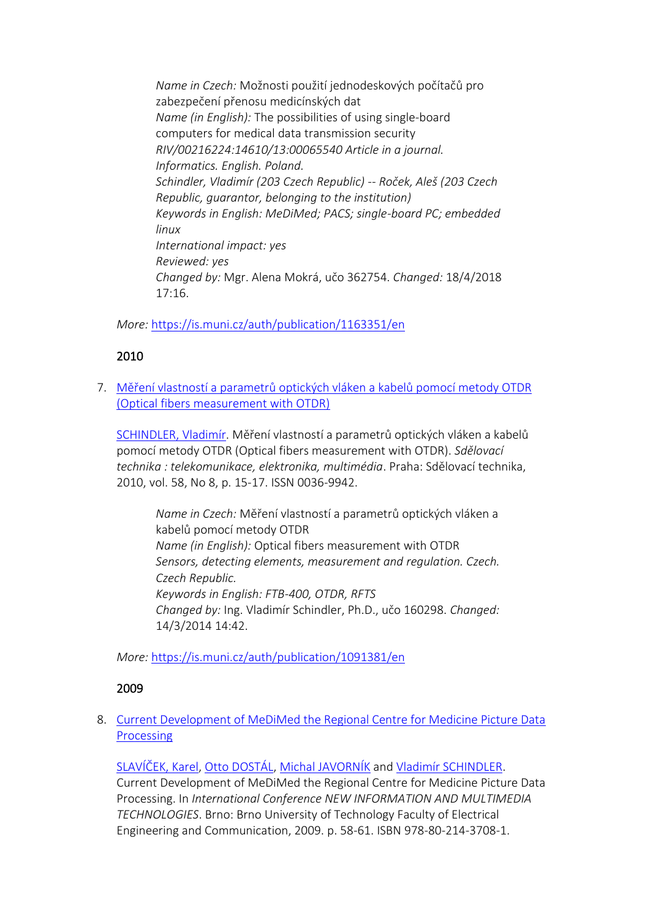> *Name in Czech:* Možnosti použití jednodeskových počítačů pro zabezpečení přenosu medicínských dat
> *Name (in English):* The possibilities of using single-board computers for medical data transmission security
> *RIV/00216224:14610/13:00065540 Article in a journal.*
> *Informatics. English. Poland.*
> *Schindler, Vladimír (203 Czech Republic) -- Roček, Aleš (203 Czech Republic, guarantor, belonging to the institution)*
> *Keywords in English: MeDiMed; PACS; single-board PC; embedded linux*
> *International impact: yes*
> *Reviewed: yes*
> *Changed by:* Mgr. Alena Mokrá, učo 362754. *Changed:* 18/4/2018 17:16.

*More:* https://is.muni.cz/auth/publication/1163351/en

## 2010

7. [Měření vlastností a parametrů optických vláken a kabelů pomocí metody OTDR (Optical fibers measurement with OTDR)](https://is.muni.cz/auth/publication/1091381/en)

   SCHINDLER, Vladimír. Měření vlastností a parametrů optických vláken a kabelů pomocí metody OTDR (Optical fibers measurement with OTDR). *Sdělovací technika : telekomunikace, elektronika, multimédia*. Praha: Sdělovací technika, 2010, vol. 58, No 8, p. 15-17. ISSN 0036-9942.

   > *Name in Czech:* Měření vlastností a parametrů optických vláken a kabelů pomocí metody OTDR
   > *Name (in English):* Optical fibers measurement with OTDR
   > *Sensors, detecting elements, measurement and regulation. Czech. Czech Republic.*
   > *Keywords in English: FTB-400, OTDR, RFTS*
   > *Changed by:* Ing. Vladimír Schindler, Ph.D., učo 160298. *Changed:* 14/3/2014 14:42.

   *More:* https://is.muni.cz/auth/publication/1091381/en

## 2009

8. Current Development of MeDiMed the Regional Centre for Medicine Picture Data Processing

   SLAVÍČEK, Karel, Otto DOSTÁL, Michal JAVORNÍK and Vladimír SCHINDLER. Current Development of MeDiMed the Regional Centre for Medicine Picture Data Processing. In *International Conference NEW INFORMATION AND MULTIMEDIA TECHNOLOGIES*. Brno: Brno University of Technology Faculty of Electrical Engineering and Communication, 2009. p. 58-61. ISBN 978-80-214-3708-1.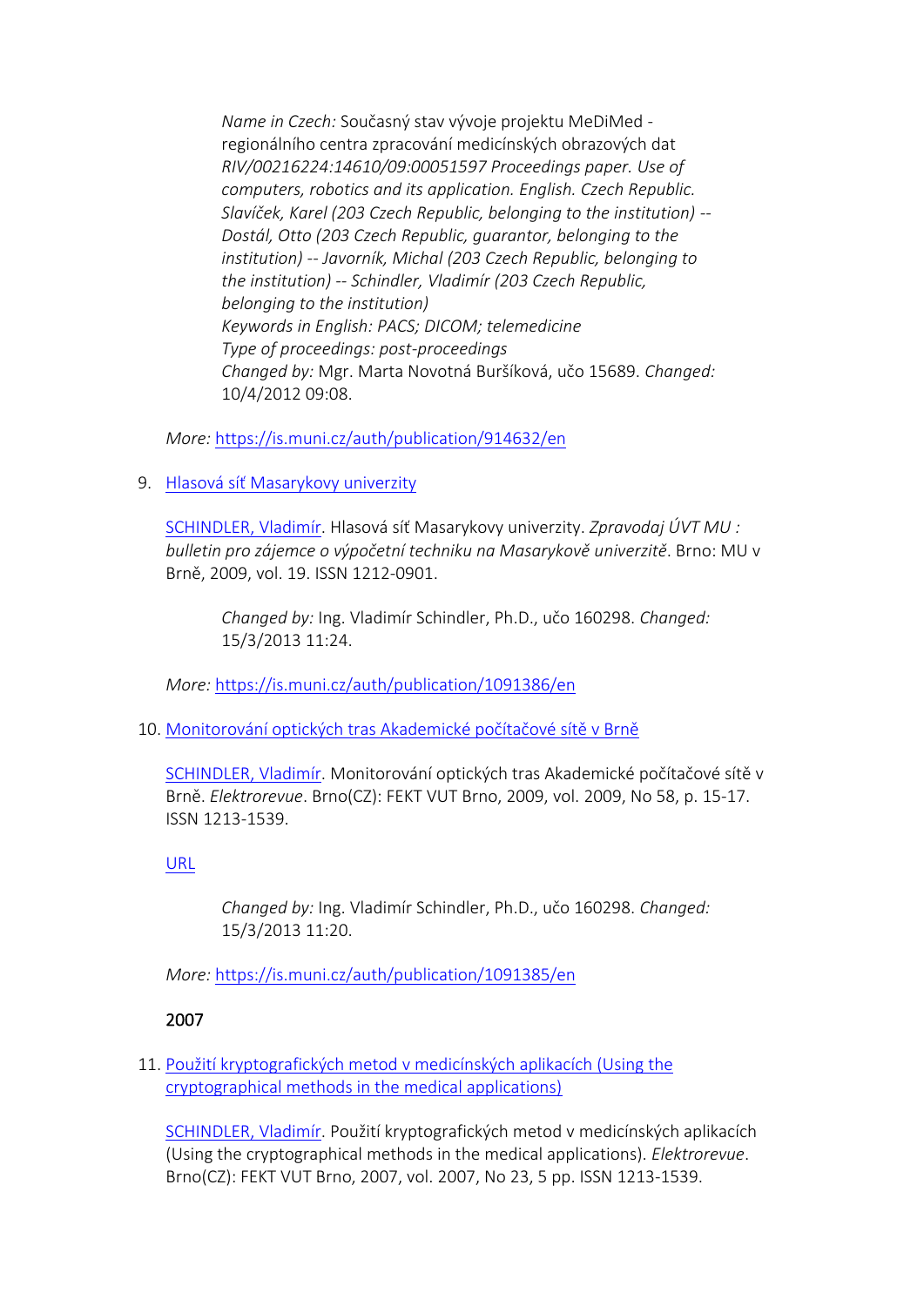*Name in Czech:* Současný stav vývoje projektu MeDiMed - regionálního centra zpracování medicínských obrazových dat
*RIV/00216224:14610/09:00051597 Proceedings paper. Use of computers, robotics and its application. English. Czech Republic. Slavíček, Karel (203 Czech Republic, belonging to the institution) -- Dostál, Otto (203 Czech Republic, guarantor, belonging to the institution) -- Javorník, Michal (203 Czech Republic, belonging to the institution) -- Schindler, Vladimír (203 Czech Republic, belonging to the institution)*
*Keywords in English: PACS; DICOM; telemedicine*
*Type of proceedings: post-proceedings*
*Changed by:* Mgr. Marta Novotná Buršíková, učo 15689. *Changed:* 10/4/2012 09:08.

*More:* https://is.muni.cz/auth/publication/914632/en

9. Hlasová síť Masarykovy univerzity

   SCHINDLER, Vladimír. Hlasová síť Masarykovy univerzity. *Zpravodaj ÚVT MU : bulletin pro zájemce o výpočetní techniku na Masarykově univerzitě*. Brno: MU v Brně, 2009, vol. 19. ISSN 1212-0901.

   *Changed by:* Ing. Vladimír Schindler, Ph.D., učo 160298. *Changed:* 15/3/2013 11:24.

   *More:* https://is.muni.cz/auth/publication/1091386/en

10. Monitorování optických tras Akademické počítačové sítě v Brně

    SCHINDLER, Vladimír. Monitorování optických tras Akademické počítačové sítě v Brně. *Elektrorevue*. Brno(CZ): FEKT VUT Brno, 2009, vol. 2009, No 58, p. 15-17. ISSN 1213-1539.

    URL

    *Changed by:* Ing. Vladimír Schindler, Ph.D., učo 160298. *Changed:* 15/3/2013 11:20.

    *More:* https://is.muni.cz/auth/publication/1091385/en

2007

11. Použití kryptografických metod v medicínských aplikacích (Using the cryptographical methods in the medical applications)

    SCHINDLER, Vladimír. Použití kryptografických metod v medicínských aplikacích (Using the cryptographical methods in the medical applications). *Elektrorevue*. Brno(CZ): FEKT VUT Brno, 2007, vol. 2007, No 23, 5 pp. ISSN 1213-1539.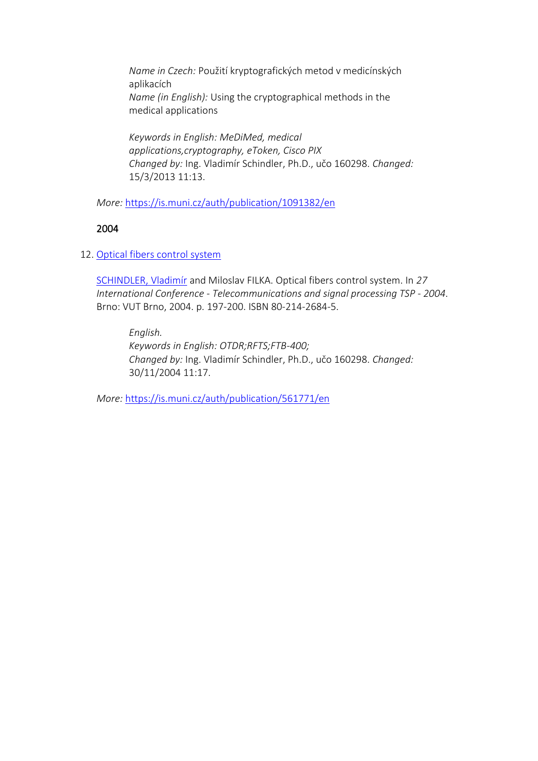*Name in Czech:* Použití kryptografických metod v medicínských aplikacích
*Name (in English):* Using the cryptographical methods in the medical applications

*Keywords in English: MeDiMed, medical applications,cryptography, eToken, Cisco PIX*
*Changed by:* Ing. Vladimír Schindler, Ph.D., učo 160298. *Changed:* 15/3/2013 11:13.

*More:* https://is.muni.cz/auth/publication/1091382/en

2004

12. Optical fibers control system

SCHINDLER, Vladimír and Miloslav FILKA. Optical fibers control system. In *27 International Conference - Telecommunications and signal processing TSP - 2004*. Brno: VUT Brno, 2004. p. 197-200. ISBN 80-214-2684-5.

*English.*
*Keywords in English: OTDR;RFTS;FTB-400;*
*Changed by:* Ing. Vladimír Schindler, Ph.D., učo 160298. *Changed:* 30/11/2004 11:17.

*More:* https://is.muni.cz/auth/publication/561771/en